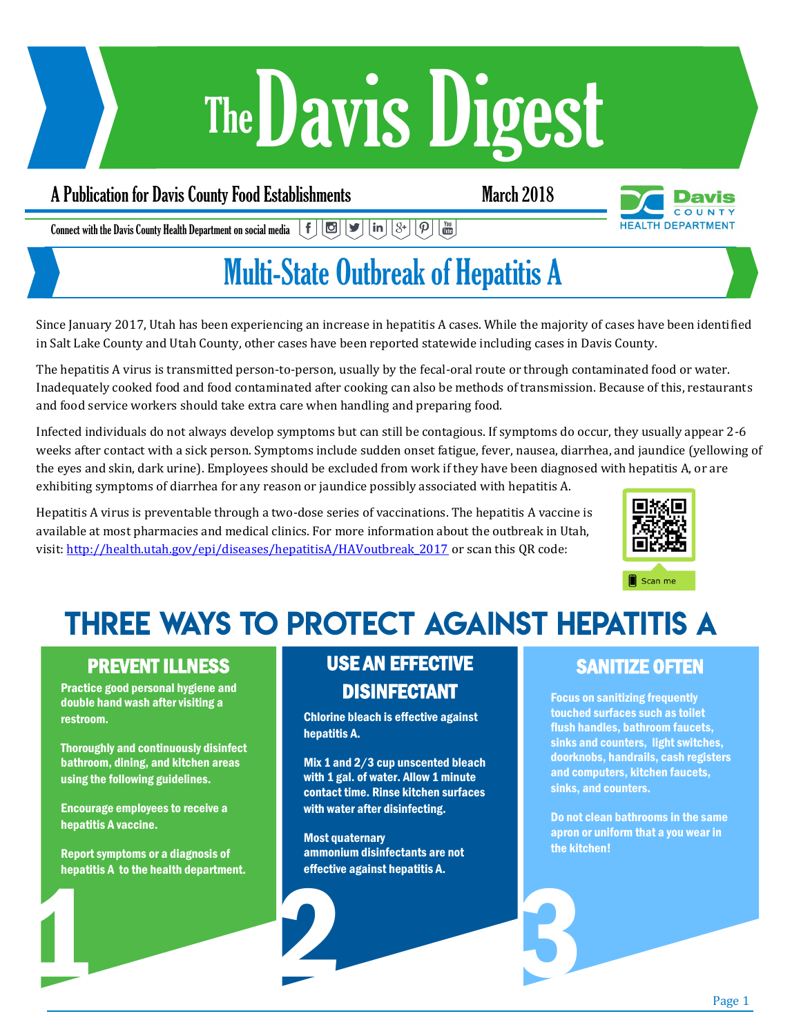# The Davis Digest

A Publication for Davis County Food Establishments

March 2018

Connect with the Davis County Health Department on social media

## Multi-State Outbreak of Hepatitis A

Since January 2017, Utah has been experiencing an increase in hepatitis A cases. While the majority of cases have been identified in Salt Lake County and Utah County, other cases have been reported statewide including cases in Davis County.

The hepatitis A virus is transmitted person-to-person, usually by the fecal-oral route or through contaminated food or water. Inadequately cooked food and food contaminated after cooking can also be methods of transmission. Because of this, restaurants and food service workers should take extra care when handling and preparing food.

Infected individuals do not always develop symptoms but can still be contagious. If symptoms do occur, they usually appear 2-6 weeks after contact with a sick person. Symptoms include sudden onset fatigue, fever, nausea, diarrhea, and jaundice (yellowing of the eyes and skin, dark urine). Employees should be excluded from work if they have been diagnosed with hepatitis A, or are exhibiting symptoms of diarrhea for any reason or jaundice possibly associated with hepatitis A.

Hepatitis A virus is preventable through a two-dose series of vaccinations. The hepatitis A vaccine is available at most pharmacies and medical clinics. For more information about the outbreak in Utah, visit: http://health.utah.gov/epi/diseases/hepatitisA/HAVoutbreak_2017 or scan this QR code:

Scan me

## THREE WAYS TO PROTECT AGAINST HEPATITIS A

### 1. PREVENT ILLNESS

Practice good personal hygiene and double hand wash after visiting a restroom.

Thoroughly and continuously disinfect bathroom, dining, and kitchen areas using the following guidelines.

Encourage employees to receive a hepatitis A vaccine.

Report symptoms or a diagnosis of hepatitis A to the health department.

### 2. USE AN EFFECTIVE DISINFECTANT

Chlorine bleach is effective against hepatitis A.

Mix 1 and 2/3 cup unscented bleach with 1 gal. of water. Allow 1 minute contact time. Rinse kitchen surfaces with water after disinfecting.

Most quaternary ammonium disinfectants are not effective against hepatitis A.

### 3. SANITIZE OFTEN

Focus on sanitizing frequently touched surfaces such as toilet flush handles, bathroom faucets, sinks and counters, light switches, doorknobs, handrails, cash registers and computers, kitchen faucets, sinks, and counters.

Do not clean bathrooms in the same apron or uniform that a you wear in the kitchen!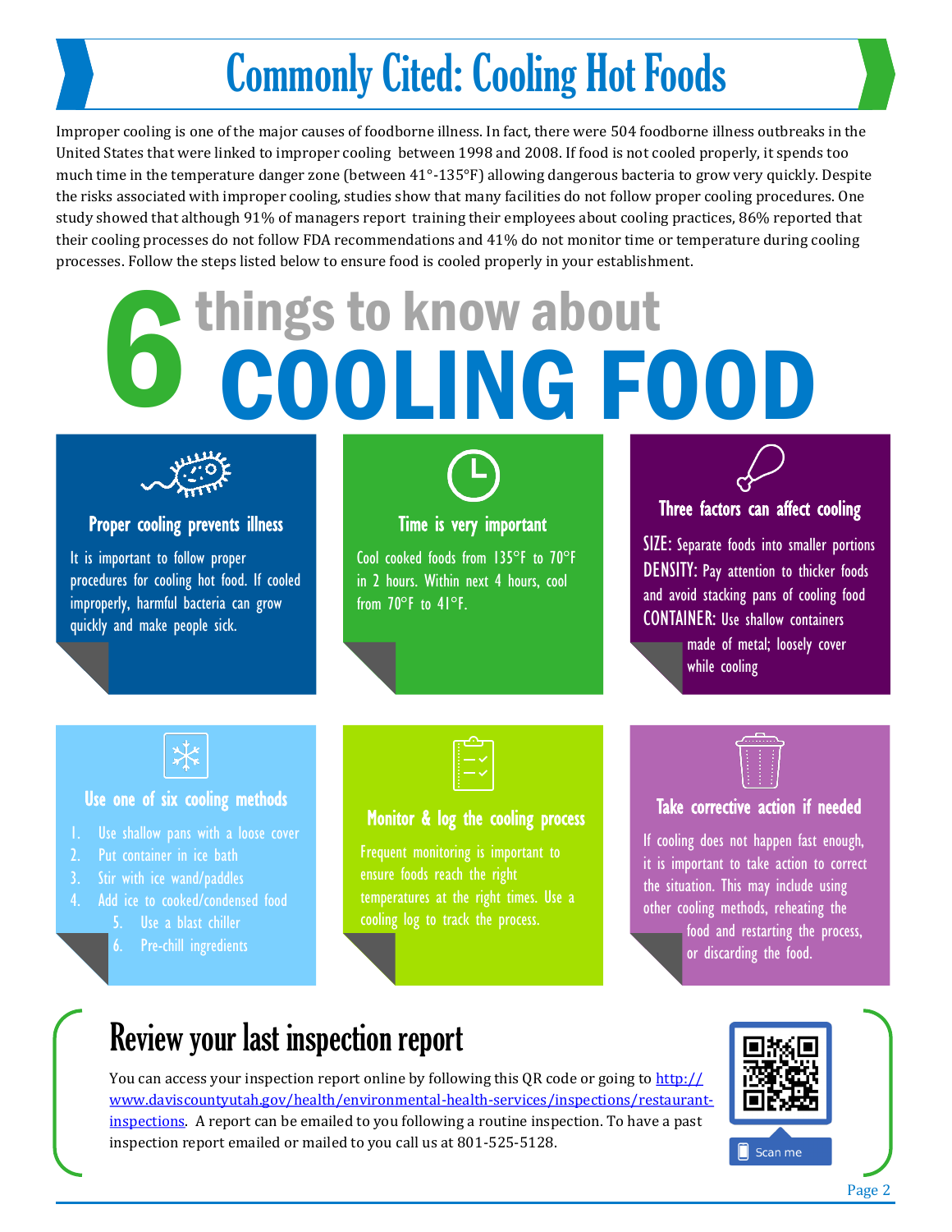# Commonly Cited: Cooling Hot Foods

Improper cooling is one of the major causes of foodborne illness. In fact, there were 504 foodborne illness outbreaks in the United States that were linked to improper cooling between 1998 and 2008. If food is not cooled properly, it spends too much time in the temperature danger zone (between 41°-135°F) allowing dangerous bacteria to grow very quickly. Despite the risks associated with improper cooling, studies show that many facilities do not follow proper cooling procedures. One study showed that although 91% of managers report training their employees about cooling practices, 86% reported that their cooling processes do not follow FDA recommendations and 41% do not monitor time or temperature during cooling processes. Follow the steps listed below to ensure food is cooled properly in your establishment.

## 6 things to know about COOLING FOOD

### Proper cooling prevents illness

It is important to follow proper procedures for cooling hot food. If cooled improperly, harmful bacteria can grow quickly and make people sick.

### Time is very important

Cool cooked foods from 135°F to 70°F in 2 hours. Within next 4 hours, cool from 70°F to 41°F.

### Three factors can affect cooling

**SIZE:** Separate foods into smaller portions
**DENSITY:** Pay attention to thicker foods and avoid stacking pans of cooling food
**CONTAINER:** Use shallow containers made of metal; loosely cover while cooling

### Use one of six cooling methods

1. Use shallow pans with a loose cover
2. Put container in ice bath
3. Stir with ice wand/paddles
4. Add ice to cooked/condensed food
5. Use a blast chiller
6. Pre-chill ingredients

### Monitor & log the cooling process

Frequent monitoring is important to ensure foods reach the right temperatures at the right times. Use a cooling log to track the process.

### Take corrective action if needed

If cooling does not happen fast enough, it is important to take action to correct the situation. This may include using other cooling methods, reheating the food and restarting the process, or discarding the food.

## Review your last inspection report

You can access your inspection report online by following this QR code or going to http://www.daviscountyutah.gov/health/environmental-health-services/inspections/restaurant-inspections. A report can be emailed to you following a routine inspection. To have a past inspection report emailed or mailed to you call us at 801-525-5128.

Scan me